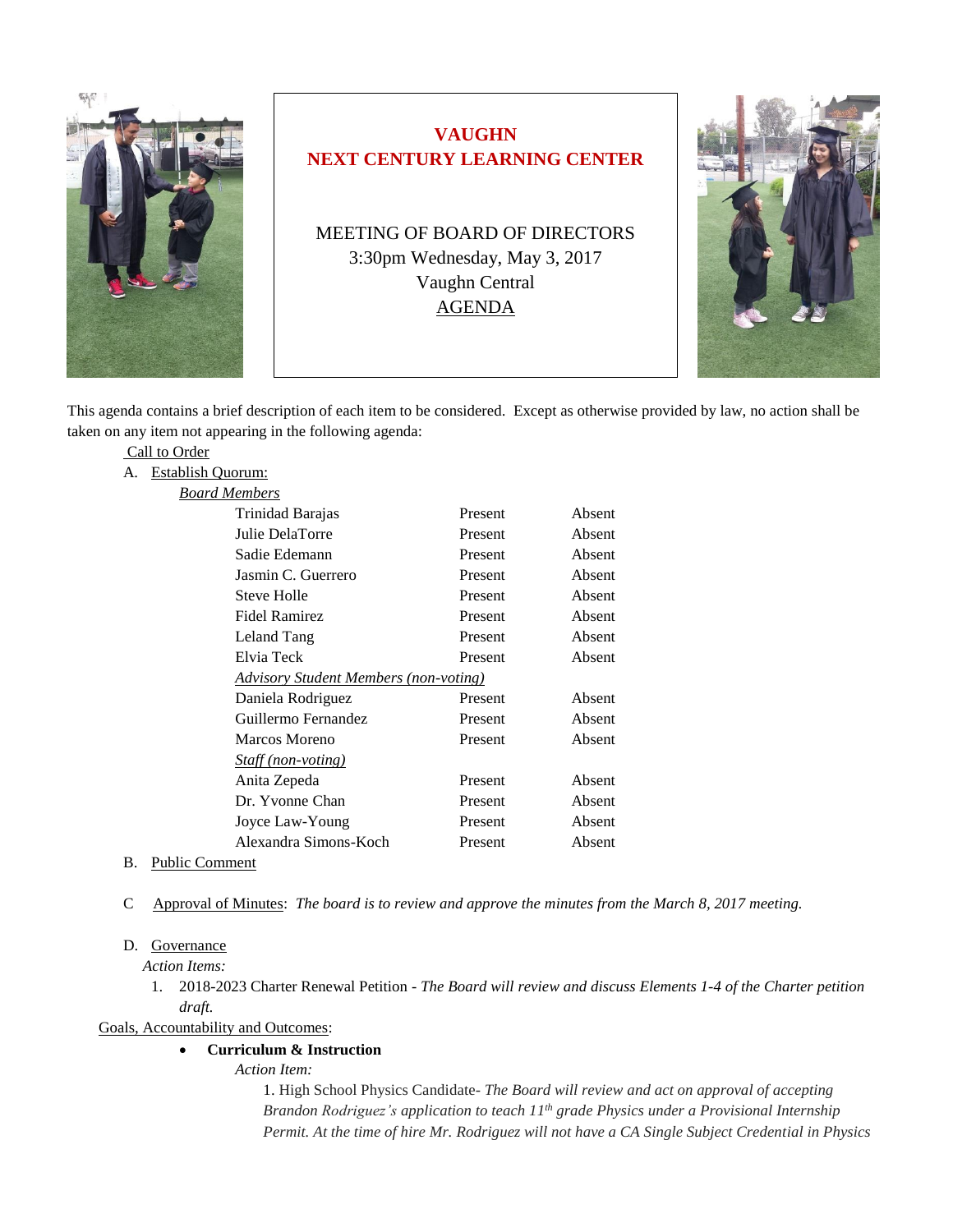# VAUGHN
# NEXT CENTURY LEARNING CENTER

MEETING OF BOARD OF DIRECTORS
3:30pm Wednesday, May 3, 2017
Vaughn Central
AGENDA

This agenda contains a brief description of each item to be considered. Except as otherwise provided by law, no action shall be taken on any item not appearing in the following agenda:

Call to Order

A. Establish Quorum:

*Board Members*

| | | |
|---|---|---|
| Trinidad Barajas | Present | Absent |
| Julie DelaTorre | Present | Absent |
| Sadie Edemann | Present | Absent |
| Jasmin C. Guerrero | Present | Absent |
| Steve Holle | Present | Absent |
| Fidel Ramirez | Present | Absent |
| Leland Tang | Present | Absent |
| Elvia Teck | Present | Absent |
| *Advisory Student Members (non-voting)* | | |
| Daniela Rodriguez | Present | Absent |
| Guillermo Fernandez | Present | Absent |
| Marcos Moreno | Present | Absent |
| *Staff (non-voting)* | | |
| Anita Zepeda | Present | Absent |
| Dr. Yvonne Chan | Present | Absent |
| Joyce Law-Young | Present | Absent |
| Alexandra Simons-Koch | Present | Absent |

B. Public Comment

C Approval of Minutes: *The board is to review and approve the minutes from the March 8, 2017 meeting.*

D. Governance

*Action Items:*

1. 2018-2023 Charter Renewal Petition - *The Board will review and discuss Elements 1-4 of the Charter petition draft.*

Goals, Accountability and Outcomes:

- **Curriculum & Instruction**

  *Action Item:*

  1. High School Physics Candidate- *The Board will review and act on approval of accepting Brandon Rodriguez's application to teach 11th grade Physics under a Provisional Internship Permit. At the time of hire Mr. Rodriguez will not have a CA Single Subject Credential in Physics*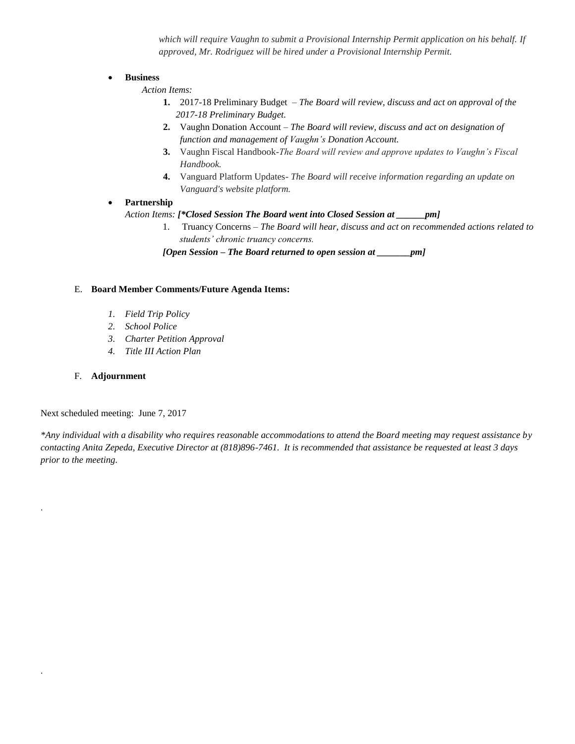*which will require Vaughn to submit a Provisional Internship Permit application on his behalf. If approved, Mr. Rodriguez will be hired under a Provisional Internship Permit.*

- **Business**

  *Action Items:*

  1. 2017-18 Preliminary Budget – *The Board will review, discuss and act on approval of the 2017-18 Preliminary Budget.*
  2. Vaughn Donation Account – *The Board will review, discuss and act on designation of function and management of Vaughn's Donation Account.*
  3. Vaughn Fiscal Handbook-*The Board will review and approve updates to Vaughn's Fiscal Handbook.*
  4. Vanguard Platform Updates- *The Board will receive information regarding an update on Vanguard's website platform.*

- **Partnership**

  *Action Items:* ***[*Closed Session The Board went into Closed Session at ______pm]***

  1. Truancy Concerns – *The Board will hear, discuss and act on recommended actions related to students' chronic truancy concerns.*

  ***[Open Session – The Board returned to open session at _______pm]***

E. **Board Member Comments/Future Agenda Items:**

1. *Field Trip Policy*
2. *School Police*
3. *Charter Petition Approval*
4. *Title III Action Plan*

F. **Adjournment**

Next scheduled meeting: June 7, 2017

*\*Any individual with a disability who requires reasonable accommodations to attend the Board meeting may request assistance by contacting Anita Zepeda, Executive Director at (818)896-7461. It is recommended that assistance be requested at least 3 days prior to the meeting.*